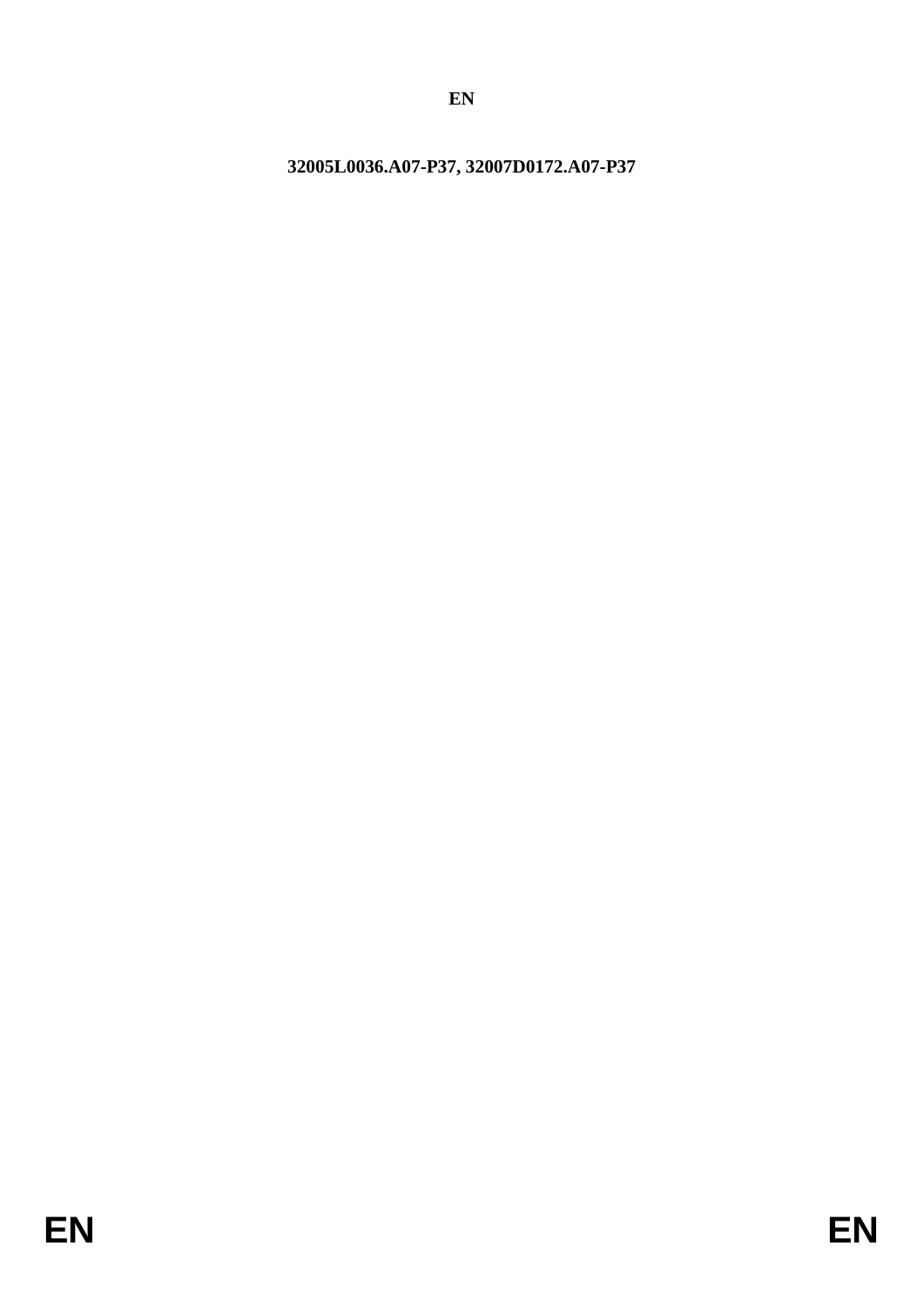**32005L0036.A07-P37, 32007D0172.A07-P37**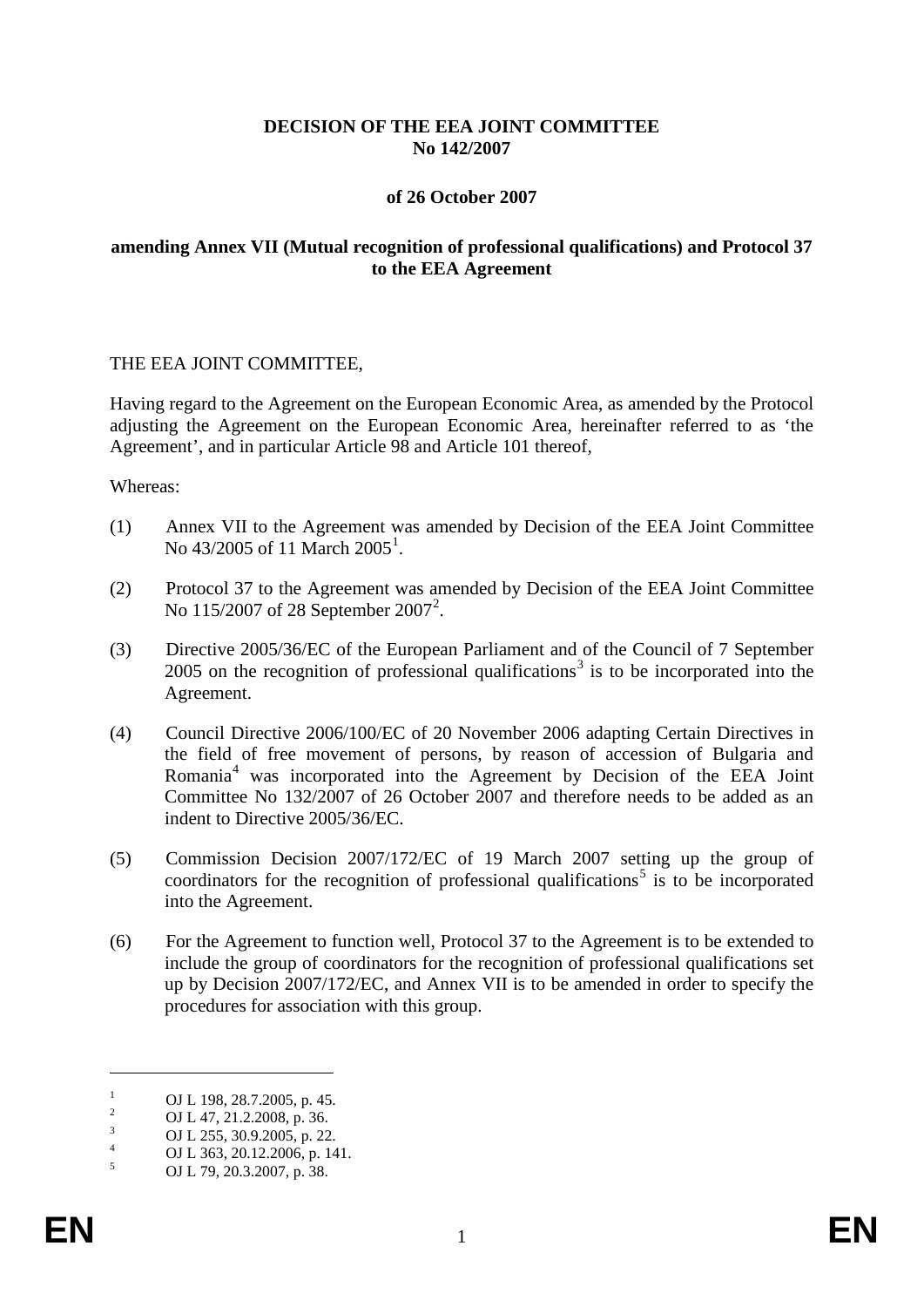**DECISION OF THE EEA JOINT COMMITTEE**
**No 142/2007**

**of 26 October 2007**

**amending Annex VII (Mutual recognition of professional qualifications) and Protocol 37 to the EEA Agreement**

THE EEA JOINT COMMITTEE,

Having regard to the Agreement on the European Economic Area, as amended by the Protocol adjusting the Agreement on the European Economic Area, hereinafter referred to as 'the Agreement', and in particular Article 98 and Article 101 thereof,

Whereas:

(1) Annex VII to the Agreement was amended by Decision of the EEA Joint Committee No 43/2005 of 11 March 2005[1].

(2) Protocol 37 to the Agreement was amended by Decision of the EEA Joint Committee No 115/2007 of 28 September 2007[2].

(3) Directive 2005/36/EC of the European Parliament and of the Council of 7 September 2005 on the recognition of professional qualifications[3] is to be incorporated into the Agreement.

(4) Council Directive 2006/100/EC of 20 November 2006 adapting Certain Directives in the field of free movement of persons, by reason of accession of Bulgaria and Romania[4] was incorporated into the Agreement by Decision of the EEA Joint Committee No 132/2007 of 26 October 2007 and therefore needs to be added as an indent to Directive 2005/36/EC.

(5) Commission Decision 2007/172/EC of 19 March 2007 setting up the group of coordinators for the recognition of professional qualifications[5] is to be incorporated into the Agreement.

(6) For the Agreement to function well, Protocol 37 to the Agreement is to be extended to include the group of coordinators for the recognition of professional qualifications set up by Decision 2007/172/EC, and Annex VII is to be amended in order to specify the procedures for association with this group.

---

[1] OJ L 198, 28.7.2005, p. 45.
[2] OJ L 47, 21.2.2008, p. 36.
[3] OJ L 255, 30.9.2005, p. 22.
[4] OJ L 363, 20.12.2006, p. 141.
[5] OJ L 79, 20.3.2007, p. 38.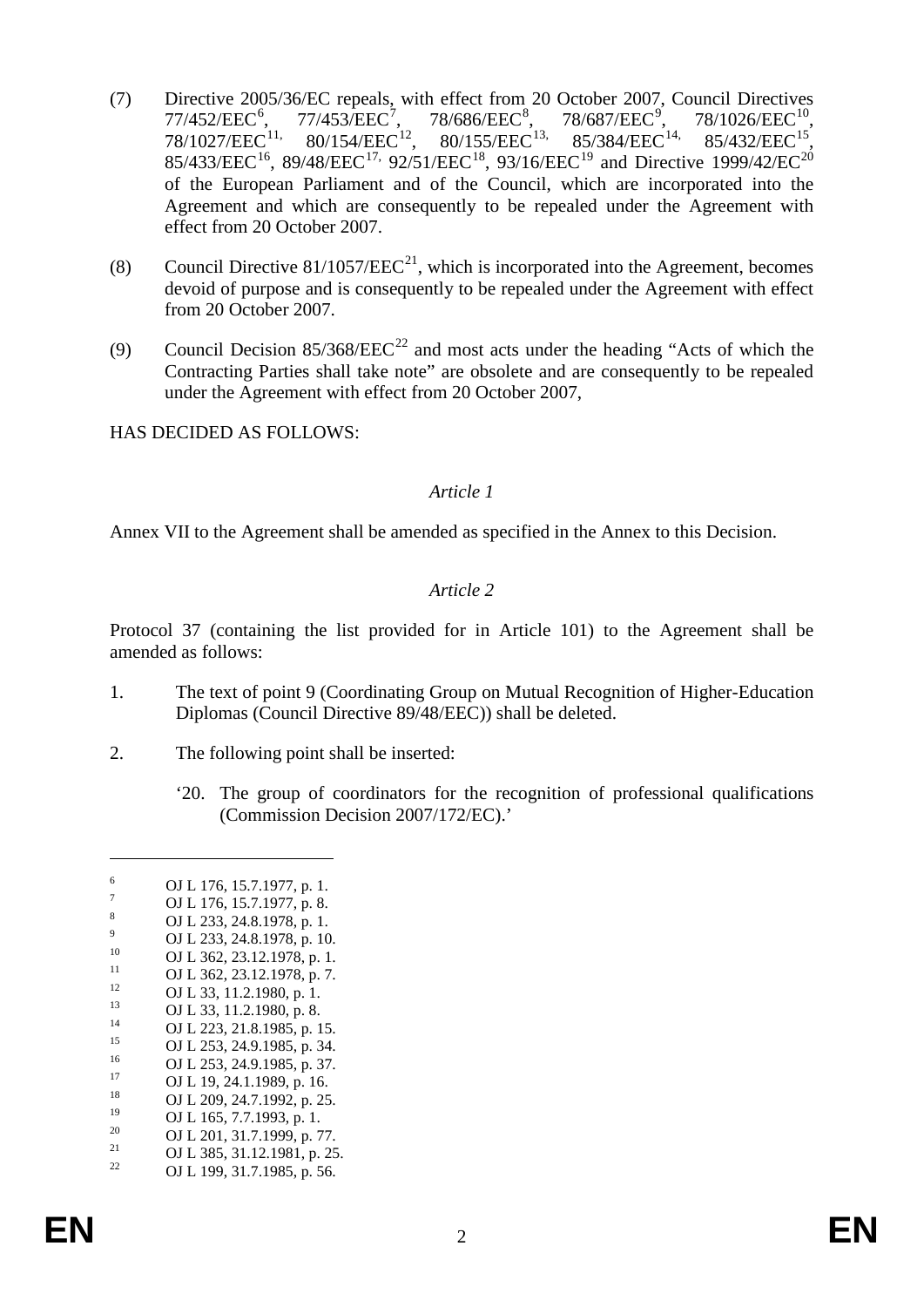(7) Directive 2005/36/EC repeals, with effect from 20 October 2007, Council Directives 77/452/EEC[6], 77/453/EEC[7], 78/686/EEC[8], 78/687/EEC[9], 78/1026/EEC[10], 78/1027/EEC[11], 80/154/EEC[12], 80/155/EEC[13], 85/384/EEC[14], 85/432/EEC[15], 85/433/EEC[16], 89/48/EEC[17], 92/51/EEC[18], 93/16/EEC[19] and Directive 1999/42/EC[20] of the European Parliament and of the Council, which are incorporated into the Agreement and which are consequently to be repealed under the Agreement with effect from 20 October 2007.

(8) Council Directive 81/1057/EEC[21], which is incorporated into the Agreement, becomes devoid of purpose and is consequently to be repealed under the Agreement with effect from 20 October 2007.

(9) Council Decision 85/368/EEC[22] and most acts under the heading "Acts of which the Contracting Parties shall take note" are obsolete and are consequently to be repealed under the Agreement with effect from 20 October 2007,

HAS DECIDED AS FOLLOWS:

*Article 1*

Annex VII to the Agreement shall be amended as specified in the Annex to this Decision.

*Article 2*

Protocol 37 (containing the list provided for in Article 101) to the Agreement shall be amended as follows:

1. The text of point 9 (Coordinating Group on Mutual Recognition of Higher-Education Diplomas (Council Directive 89/48/EEC)) shall be deleted.

2. The following point shall be inserted:

   '20. The group of coordinators for the recognition of professional qualifications (Commission Decision 2007/172/EC).'

---

[6] OJ L 176, 15.7.1977, p. 1.
[7] OJ L 176, 15.7.1977, p. 8.
[8] OJ L 233, 24.8.1978, p. 1.
[9] OJ L 233, 24.8.1978, p. 10.
[10] OJ L 362, 23.12.1978, p. 1.
[11] OJ L 362, 23.12.1978, p. 7.
[12] OJ L 33, 11.2.1980, p. 1.
[13] OJ L 33, 11.2.1980, p. 8.
[14] OJ L 223, 21.8.1985, p. 15.
[15] OJ L 253, 24.9.1985, p. 34.
[16] OJ L 253, 24.9.1985, p. 37.
[17] OJ L 19, 24.1.1989, p. 16.
[18] OJ L 209, 24.7.1992, p. 25.
[19] OJ L 165, 7.7.1993, p. 1.
[20] OJ L 201, 31.7.1999, p. 77.
[21] OJ L 385, 31.12.1981, p. 25.
[22] OJ L 199, 31.7.1985, p. 56.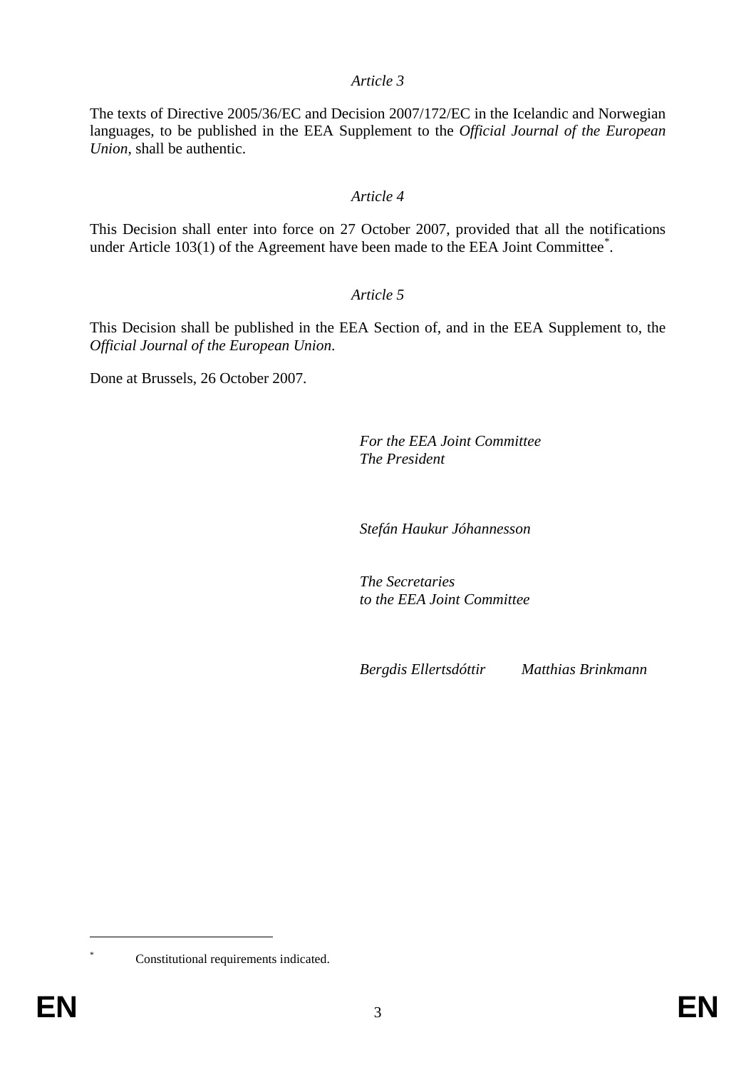*Article 3*

The texts of Directive 2005/36/EC and Decision 2007/172/EC in the Icelandic and Norwegian languages, to be published in the EEA Supplement to the *Official Journal of the European Union*, shall be authentic.

*Article 4*

This Decision shall enter into force on 27 October 2007, provided that all the notifications under Article 103(1) of the Agreement have been made to the EEA Joint Committee[*].

*Article 5*

This Decision shall be published in the EEA Section of, and in the EEA Supplement to, the *Official Journal of the European Union*.

Done at Brussels, 26 October 2007.

*For the EEA Joint Committee*
*The President*

*Stefán Haukur Jóhannesson*

*The Secretaries*
*to the EEA Joint Committee*

*Bergdis Ellertsdóttir* *Matthias Brinkmann*

---

[*] Constitutional requirements indicated.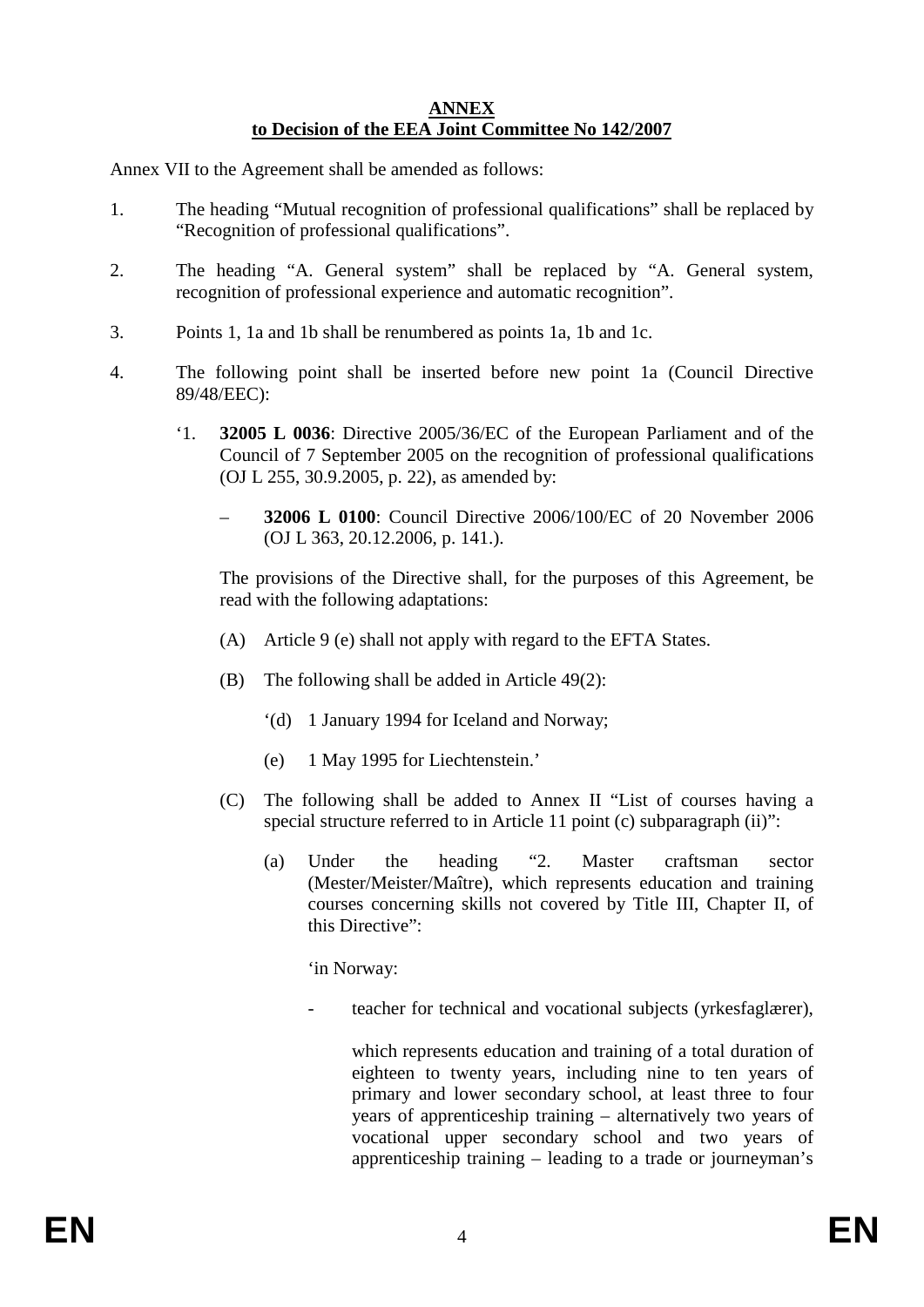**ANNEX**
**to Decision of the EEA Joint Committee No 142/2007**

Annex VII to the Agreement shall be amended as follows:

1. The heading "Mutual recognition of professional qualifications" shall be replaced by "Recognition of professional qualifications".

2. The heading "A. General system" shall be replaced by "A. General system, recognition of professional experience and automatic recognition".

3. Points 1, 1a and 1b shall be renumbered as points 1a, 1b and 1c.

4. The following point shall be inserted before new point 1a (Council Directive 89/48/EEC):

   '1. **32005 L 0036**: Directive 2005/36/EC of the European Parliament and of the Council of 7 September 2005 on the recognition of professional qualifications (OJ L 255, 30.9.2005, p. 22), as amended by:

   – **32006 L 0100**: Council Directive 2006/100/EC of 20 November 2006 (OJ L 363, 20.12.2006, p. 141.).

   The provisions of the Directive shall, for the purposes of this Agreement, be read with the following adaptations:

   (A) Article 9 (e) shall not apply with regard to the EFTA States.

   (B) The following shall be added in Article 49(2):

   '(d) 1 January 1994 for Iceland and Norway;

   (e) 1 May 1995 for Liechtenstein.'

   (C) The following shall be added to Annex II "List of courses having a special structure referred to in Article 11 point (c) subparagraph (ii)":

   (a) Under the heading "2. Master craftsman sector (Mester/Meister/Maître), which represents education and training courses concerning skills not covered by Title III, Chapter II, of this Directive":

   'in Norway:

   - teacher for technical and vocational subjects (yrkesfaglærer),

     which represents education and training of a total duration of eighteen to twenty years, including nine to ten years of primary and lower secondary school, at least three to four years of apprenticeship training – alternatively two years of vocational upper secondary school and two years of apprenticeship training – leading to a trade or journeyman's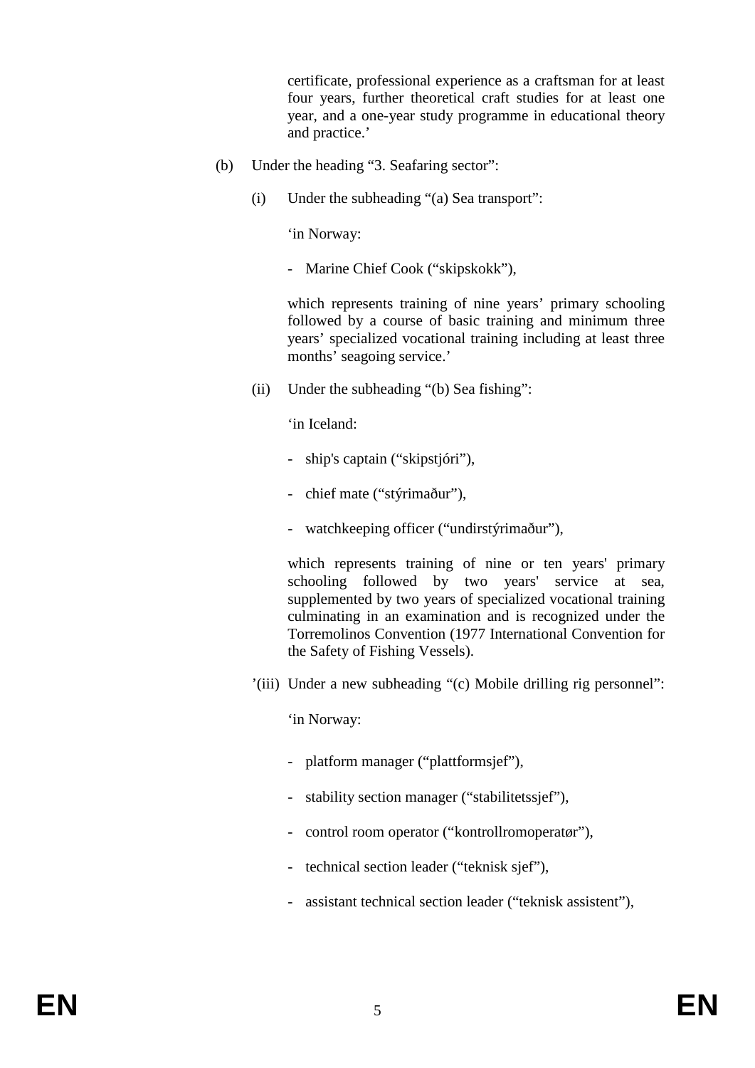certificate, professional experience as a craftsman for at least four years, further theoretical craft studies for at least one year, and a one-year study programme in educational theory and practice.'

(b) Under the heading "3. Seafaring sector":

(i) Under the subheading "(a) Sea transport":

'in Norway:

- Marine Chief Cook ("skipskokk"),

which represents training of nine years' primary schooling followed by a course of basic training and minimum three years' specialized vocational training including at least three months' seagoing service.'

(ii) Under the subheading "(b) Sea fishing":

'in Iceland:

- ship's captain ("skipstjóri"),
- chief mate ("stýrimaður"),
- watchkeeping officer ("undirstýrimaður"),

which represents training of nine or ten years' primary schooling followed by two years' service at sea, supplemented by two years of specialized vocational training culminating in an examination and is recognized under the Torremolinos Convention (1977 International Convention for the Safety of Fishing Vessels).

'(iii) Under a new subheading "(c) Mobile drilling rig personnel":

'in Norway:

- platform manager ("plattformsjef"),
- stability section manager ("stabilitetssjef"),
- control room operator ("kontrollromoperatør"),
- technical section leader ("teknisk sjef"),
- assistant technical section leader ("teknisk assistent"),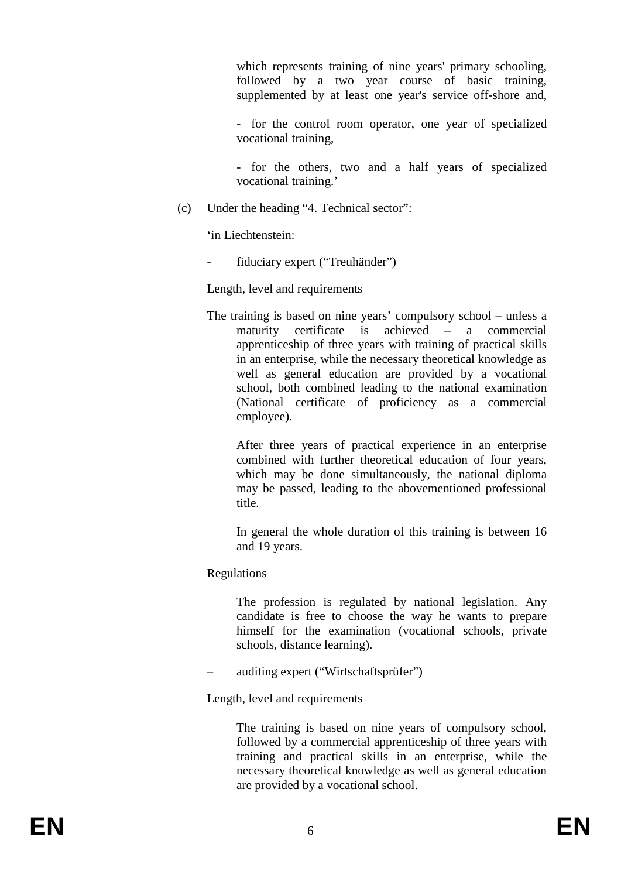which represents training of nine years' primary schooling, followed by a two year course of basic training, supplemented by at least one year's service off-shore and,

- for the control room operator, one year of specialized vocational training,

- for the others, two and a half years of specialized vocational training.'

(c) Under the heading "4. Technical sector":

'in Liechtenstein:

- fiduciary expert ("Treuhänder")

Length, level and requirements

The training is based on nine years' compulsory school – unless a maturity certificate is achieved – a commercial apprenticeship of three years with training of practical skills in an enterprise, while the necessary theoretical knowledge as well as general education are provided by a vocational school, both combined leading to the national examination (National certificate of proficiency as a commercial employee).

After three years of practical experience in an enterprise combined with further theoretical education of four years, which may be done simultaneously, the national diploma may be passed, leading to the abovementioned professional title.

In general the whole duration of this training is between 16 and 19 years.

Regulations

The profession is regulated by national legislation. Any candidate is free to choose the way he wants to prepare himself for the examination (vocational schools, private schools, distance learning).

– auditing expert ("Wirtschaftsprüfer")

Length, level and requirements

The training is based on nine years of compulsory school, followed by a commercial apprenticeship of three years with training and practical skills in an enterprise, while the necessary theoretical knowledge as well as general education are provided by a vocational school.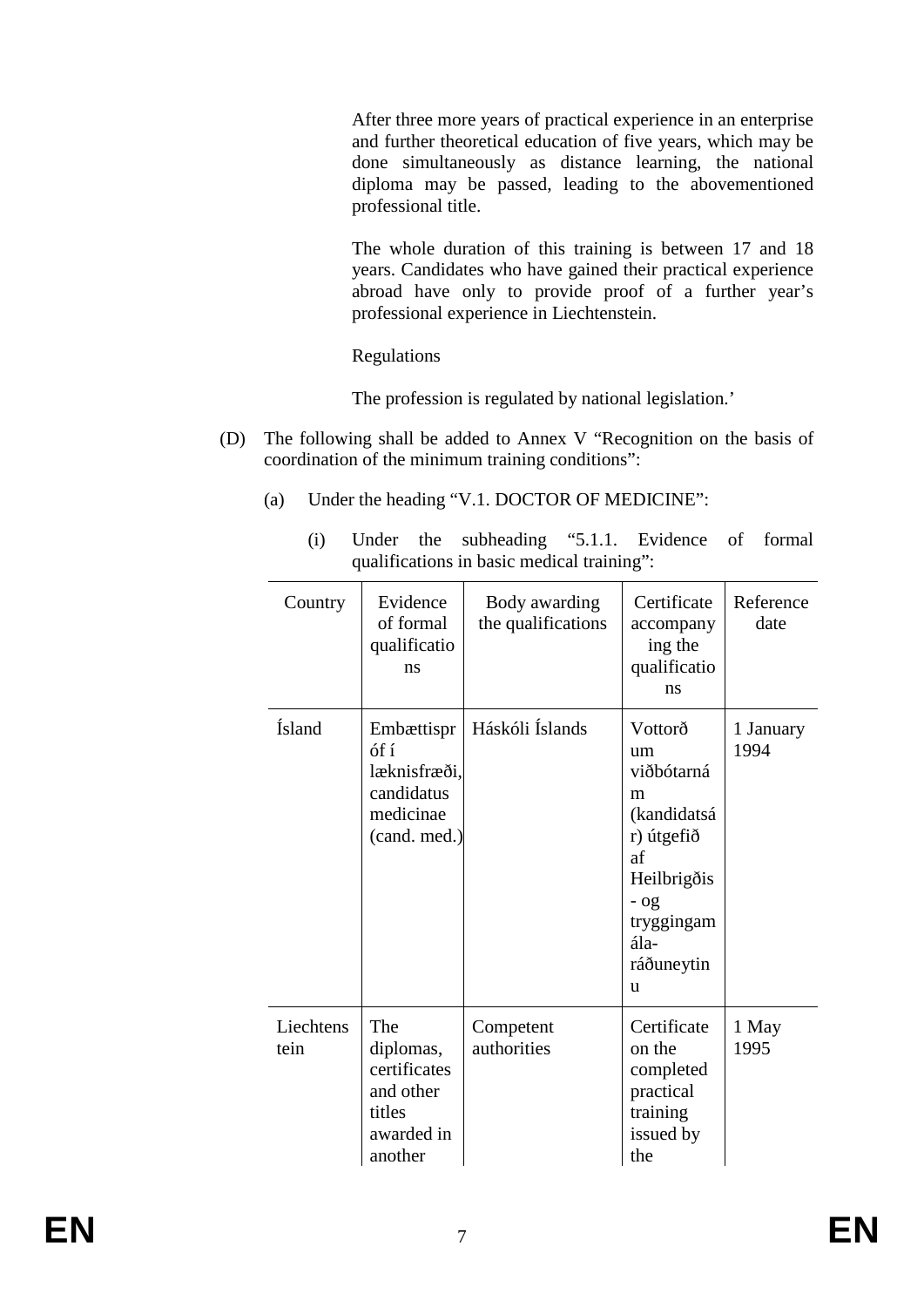After three more years of practical experience in an enterprise and further theoretical education of five years, which may be done simultaneously as distance learning, the national diploma may be passed, leading to the abovementioned professional title.

The whole duration of this training is between 17 and 18 years. Candidates who have gained their practical experience abroad have only to provide proof of a further year's professional experience in Liechtenstein.

Regulations

The profession is regulated by national legislation.'

(D) The following shall be added to Annex V "Recognition on the basis of coordination of the minimum training conditions":

(a) Under the heading "V.1. DOCTOR OF MEDICINE":

(i) Under the subheading "5.1.1. Evidence of formal qualifications in basic medical training":

| Country | Evidence of formal qualifications | Body awarding the qualifications | Certificate accompanying the qualifications | Reference date |
|---|---|---|---|---|
| Ísland | Embættispróf í læknisfræði, candidatus medicinae (cand. med.) | Háskóli Íslands | Vottorð um viðbótarnám (kandidatsár) útgefið af Heilbrigðis- og tryggingamála-ráðuneytinu | 1 January 1994 |
| Liechtenstein | The diplomas, certificates and other titles awarded in another | Competent authorities | Certificate on the completed practical training issued by the | 1 May 1995 |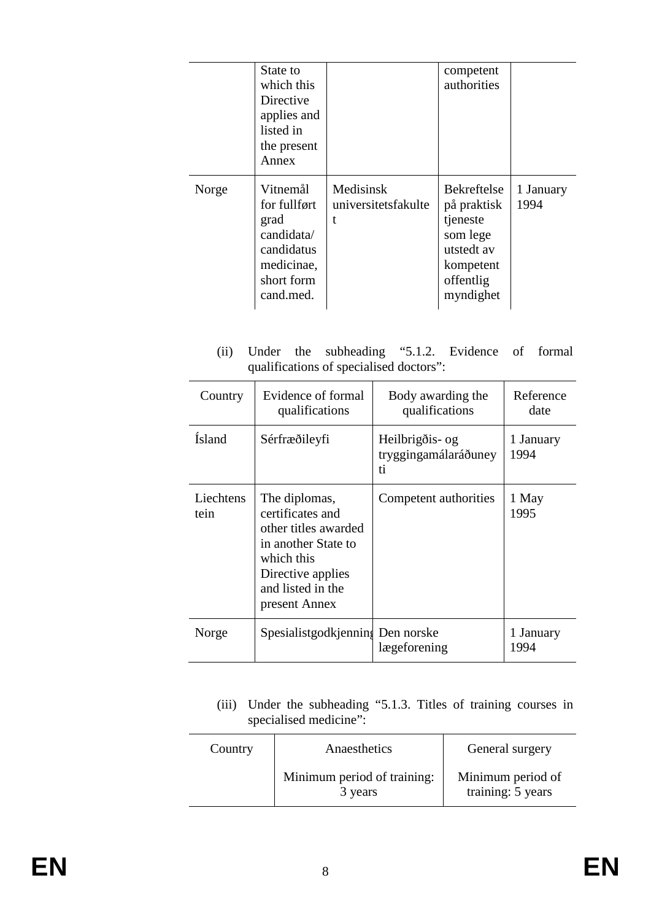|  | State to which this Directive applies and listed in the present Annex |  | competent authorities |  |
|---|---|---|---|---|
| Norge | Vitnemål for fullført grad candidata/ candidatus medicinae, short form cand.med. | Medisinsk universitetsfakultet | Bekreftelse på praktisk tjeneste som lege utstedt av kompetent offentlig myndighet | 1 January 1994 |

(ii) Under the subheading “5.1.2. Evidence of formal qualifications of specialised doctors”:

| Country | Evidence of formal qualifications | Body awarding the qualifications | Reference date |
|---|---|---|---|
| Ísland | Sérfræðileyfi | Heilbrigðis- og tryggingamálaráðuneyti | 1 January 1994 |
| Liechtenstein | The diplomas, certificates and other titles awarded in another State to which this Directive applies and listed in the present Annex | Competent authorities | 1 May 1995 |
| Norge | Spesialistgodkjenning | Den norske lægeforening | 1 January 1994 |

(iii) Under the subheading “5.1.3. Titles of training courses in specialised medicine”:

| Country | Anaesthetics | General surgery |
|---|---|---|
|  | Minimum period of training: 3 years | Minimum period of training: 5 years |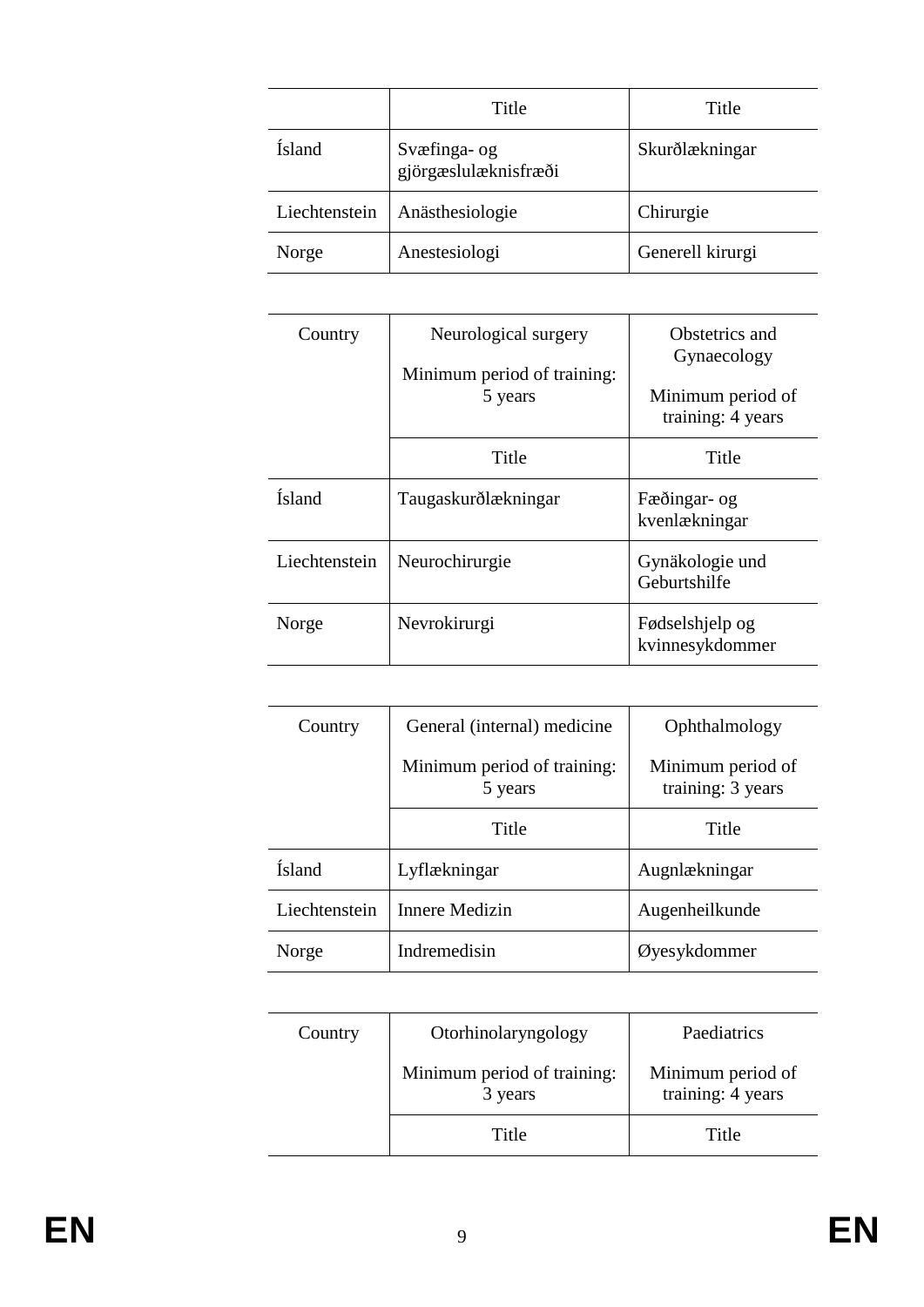| | Title | Title |
|---|---|---|
| Ísland | Svæfinga- og gjörgæslulæknisfræði | Skurðlækningar |
| Liechtenstein | Anästhesiologie | Chirurgie |
| Norge | Anestesiologi | Generell kirurgi |

| Country | Neurological surgery<br>Minimum period of training: 5 years | Obstetrics and Gynaecology<br>Minimum period of training: 4 years |
|---|---|---|
| | Title | Title |
| Ísland | Taugaskurðlækningar | Fæðingar- og kvenlækningar |
| Liechtenstein | Neurochirurgie | Gynäkologie und Geburtshilfe |
| Norge | Nevrokirurgi | Fødselshjelp og kvinnesykdommer |

| Country | General (internal) medicine<br>Minimum period of training: 5 years | Ophthalmology<br>Minimum period of training: 3 years |
|---|---|---|
| | Title | Title |
| Ísland | Lyflækningar | Augnlækningar |
| Liechtenstein | Innere Medizin | Augenheilkunde |
| Norge | Indremedisin | Øyesykdommer |

| Country | Otorhinolaryngology<br>Minimum period of training: 3 years | Paediatrics<br>Minimum period of training: 4 years |
|---|---|---|
| | Title | Title |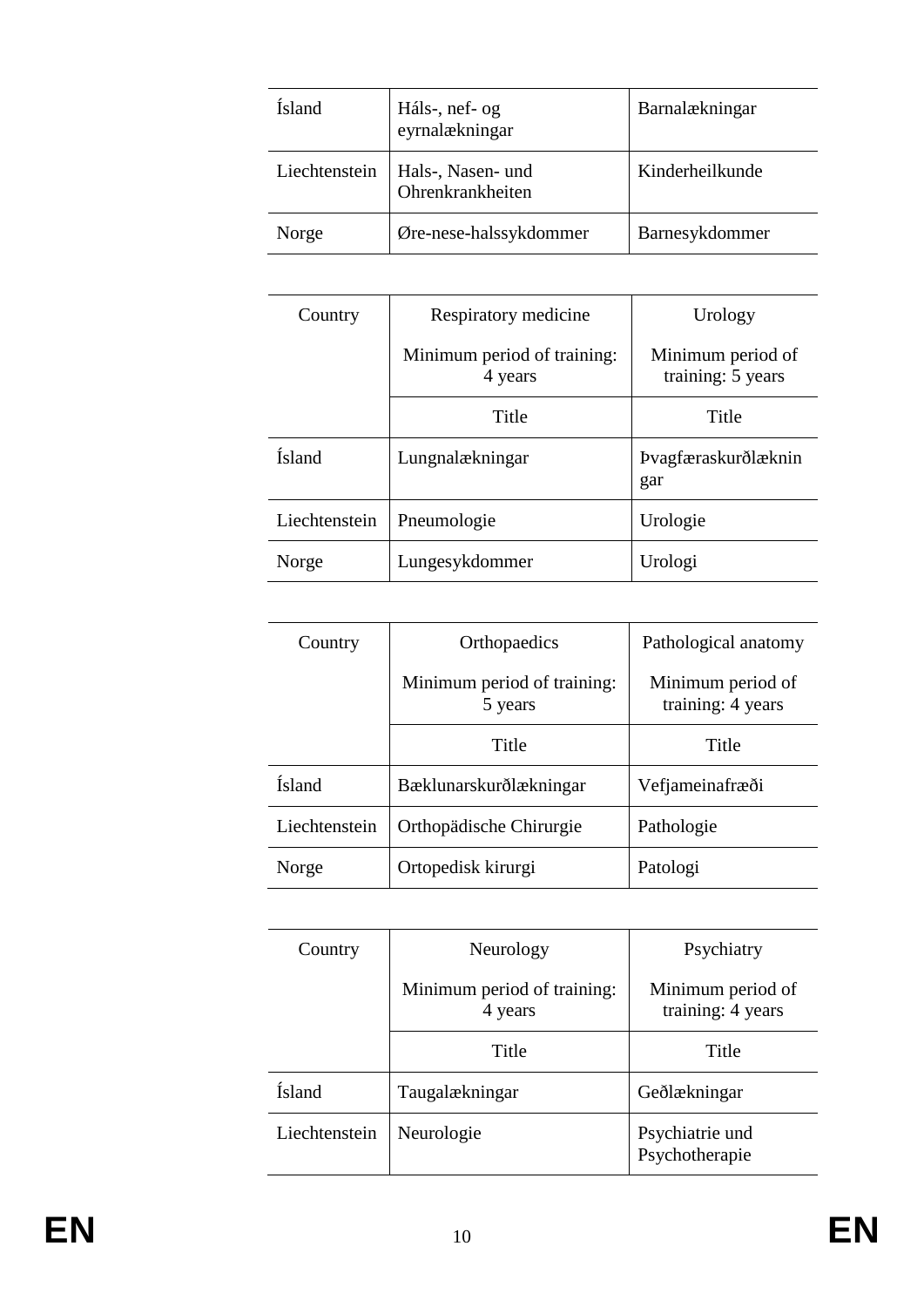| Ísland | Háls-, nef- og eyrnalækningar | Barnalækningar |
|---|---|---|
| Liechtenstein | Hals-, Nasen- und Ohrenkrankheiten | Kinderheilkunde |
| Norge | Øre-nese-halssykdommer | Barnesykdommer |

| Country | Respiratory medicine<br>Minimum period of training: 4 years | Urology<br>Minimum period of training: 5 years |
|---|---|---|
| | Title | Title |
| Ísland | Lungnalækningar | Þvagfæraskurðlækningar |
| Liechtenstein | Pneumologie | Urologie |
| Norge | Lungesykdommer | Urologi |

| Country | Orthopaedics<br>Minimum period of training: 5 years | Pathological anatomy<br>Minimum period of training: 4 years |
|---|---|---|
| | Title | Title |
| Ísland | Bæklunarskurðlækningar | Vefjameinafræði |
| Liechtenstein | Orthopädische Chirurgie | Pathologie |
| Norge | Ortopedisk kirurgi | Patologi |

| Country | Neurology<br>Minimum period of training: 4 years | Psychiatry<br>Minimum period of training: 4 years |
|---|---|---|
| | Title | Title |
| Ísland | Taugalækningar | Geðlækningar |
| Liechtenstein | Neurologie | Psychiatrie und Psychotherapie |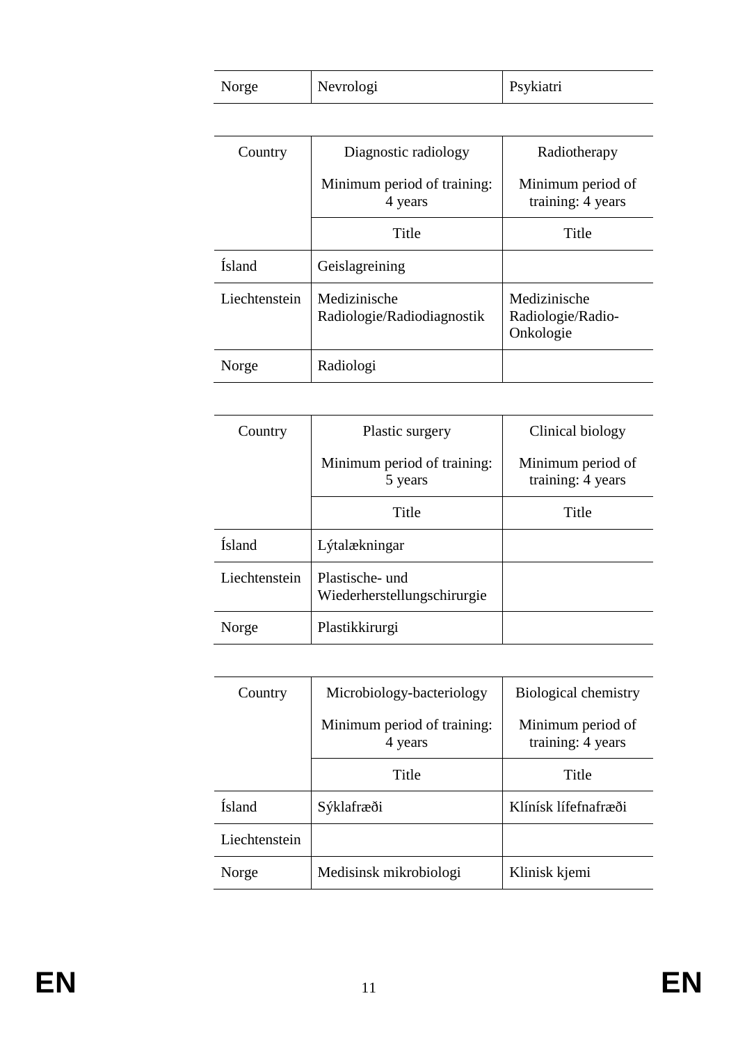| Norge | Nevrologi | Psykiatri |
|---|---|---|

| Country | Diagnostic radiology<br>Minimum period of training: 4 years | Radiotherapy<br>Minimum period of training: 4 years |
|---|---|---|
| | Title | Title |
| Ísland | Geislagreining | |
| Liechtenstein | Medizinische Radiologie/Radiodiagnostik | Medizinische Radiologie/Radio-Onkologie |
| Norge | Radiologi | |

| Country | Plastic surgery<br>Minimum period of training: 5 years | Clinical biology<br>Minimum period of training: 4 years |
|---|---|---|
| | Title | Title |
| Ísland | Lýtalækningar | |
| Liechtenstein | Plastische- und Wiederherstellungschirurgie | |
| Norge | Plastikkirurgi | |

| Country | Microbiology-bacteriology<br>Minimum period of training: 4 years | Biological chemistry<br>Minimum period of training: 4 years |
|---|---|---|
| | Title | Title |
| Ísland | Sýklafræði | Klínísk lífefnafræði |
| Liechtenstein | | |
| Norge | Medisinsk mikrobiologi | Klinisk kjemi |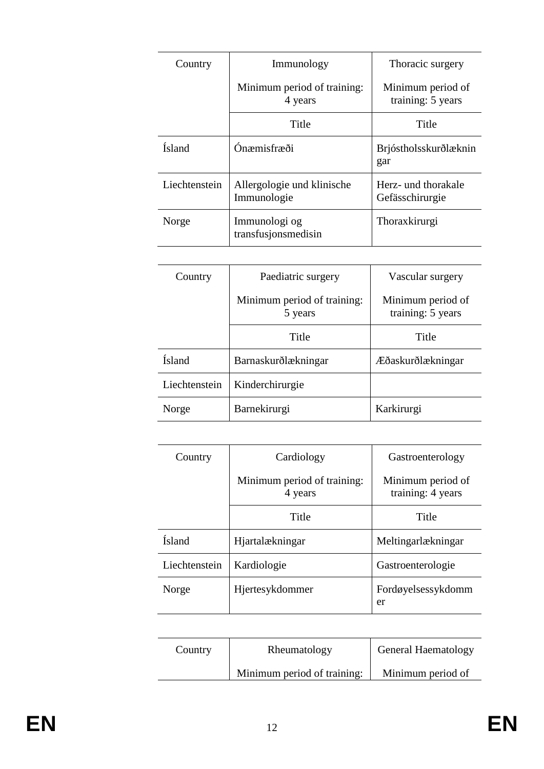| Country | Immunology<br>Minimum period of training: 4 years | Thoracic surgery<br>Minimum period of training: 5 years |
|---|---|---|
| | Title | Title |
| Ísland | Ónæmisfræði | Brjóstholsskurðlækningar |
| Liechtenstein | Allergologie und klinische Immunologie | Herz- und thorakale Gefässchirurgie |
| Norge | Immunologi og transfusjonsmedisin | Thoraxkirurgi |

| Country | Paediatric surgery<br>Minimum period of training: 5 years | Vascular surgery<br>Minimum period of training: 5 years |
|---|---|---|
| | Title | Title |
| Ísland | Barnaskurðlækningar | Æðaskurðlækningar |
| Liechtenstein | Kinderchirurgie | |
| Norge | Barnekirurgi | Karkirurgi |

| Country | Cardiology<br>Minimum period of training: 4 years | Gastroenterology<br>Minimum period of training: 4 years |
|---|---|---|
| | Title | Title |
| Ísland | Hjartalækningar | Meltingarlækningar |
| Liechtenstein | Kardiologie | Gastroenterologie |
| Norge | Hjertesykdommer | Fordøyelsessykdommer |

| Country | Rheumatology<br>Minimum period of training: | General Haematology<br>Minimum period of |
|---|---|---|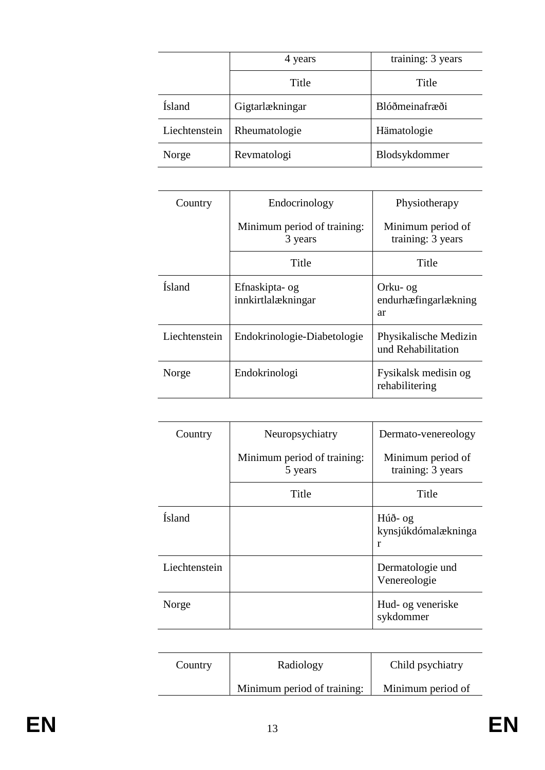| | 4 years | training: 3 years |
|---|---|---|
| | Title | Title |
| Ísland | Gigtarlækningar | Blóðmeinafræði |
| Liechtenstein | Rheumatologie | Hämatologie |
| Norge | Revmatologi | Blodsykdommer |

| Country | Endocrinology<br>Minimum period of training: 3 years | Physiotherapy<br>Minimum period of training: 3 years |
|---|---|---|
| | Title | Title |
| Ísland | Efnaskipta- og innkirtlalækningar | Orku- og endurhæfingarlækningar |
| Liechtenstein | Endokrinologie-Diabetologie | Physikalische Medizin und Rehabilitation |
| Norge | Endokrinologi | Fysikalsk medisin og rehabilitering |

| Country | Neuropsychiatry<br>Minimum period of training: 5 years | Dermato-venereology<br>Minimum period of training: 3 years |
|---|---|---|
| | Title | Title |
| Ísland | | Húð- og kynsjúkdómalækningar |
| Liechtenstein | | Dermatologie und Venereologie |
| Norge | | Hud- og veneriske sykdommer |

| Country | Radiology<br>Minimum period of training: | Child psychiatry<br>Minimum period of |
|---|---|---|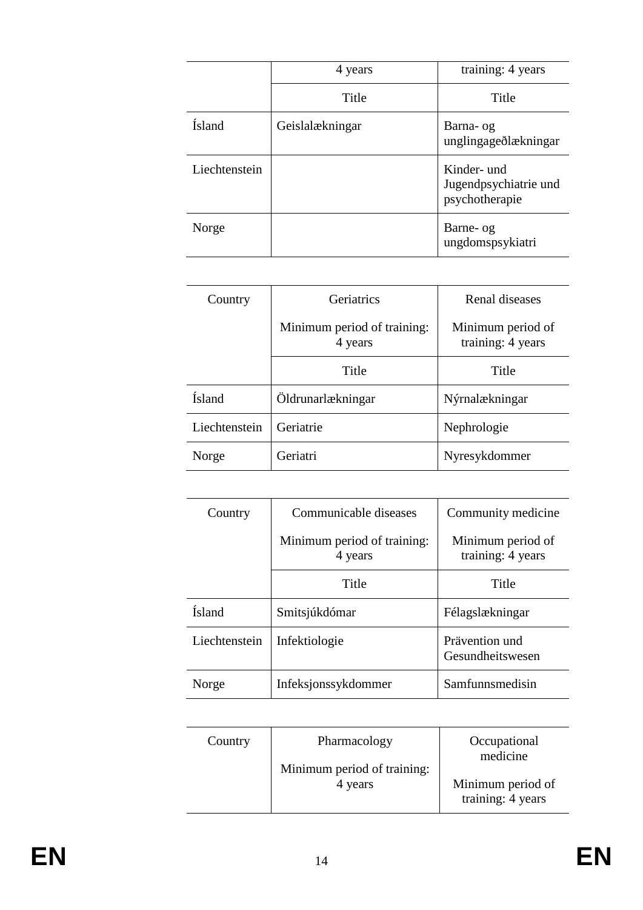| | 4 years | training: 4 years |
|---|---|---|
| | Title | Title |
| Ísland | Geislalækningar | Barna- og unglingageðlækningar |
| Liechtenstein | | Kinder- und Jugendpsychiatrie und psychotherapie |
| Norge | | Barne- og ungdomspsykiatri |

| Country | Geriatrics<br>Minimum period of training: 4 years | Renal diseases<br>Minimum period of training: 4 years |
|---|---|---|
| | Title | Title |
| Ísland | Öldrunarlækningar | Nýrnalækningar |
| Liechtenstein | Geriatrie | Nephrologie |
| Norge | Geriatri | Nyresykdommer |

| Country | Communicable diseases<br>Minimum period of training: 4 years | Community medicine<br>Minimum period of training: 4 years |
|---|---|---|
| | Title | Title |
| Ísland | Smitsjúkdómar | Félagslækningar |
| Liechtenstein | Infektiologie | Prävention und Gesundheitswesen |
| Norge | Infeksjonssykdommer | Samfunnsmedisin |

| Country | Pharmacology<br>Minimum period of training: 4 years | Occupational medicine<br>Minimum period of training: 4 years |
|---|---|---|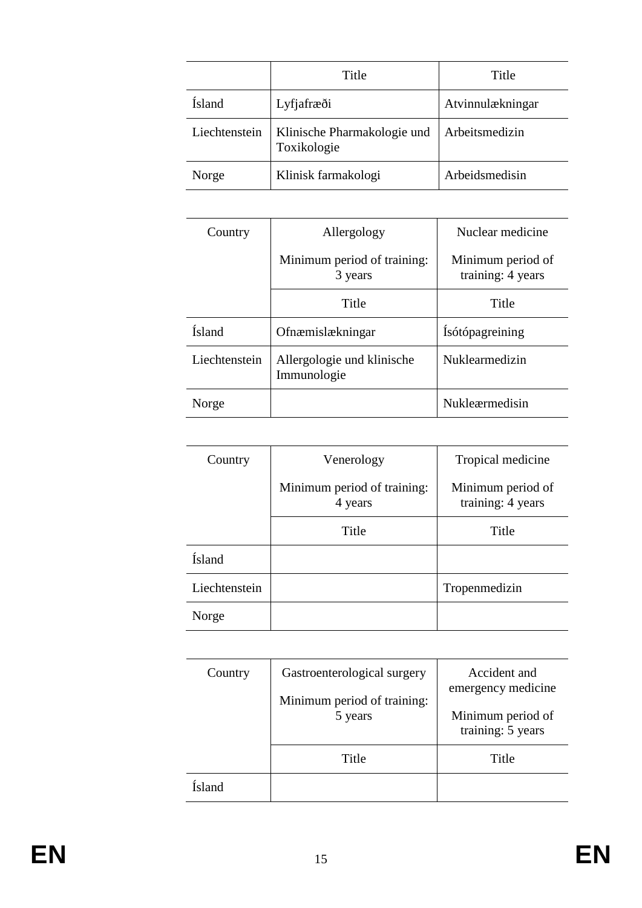| | Title | Title |
|---|---|---|
| Ísland | Lyfjafræði | Atvinnulækningar |
| Liechtenstein | Klinische Pharmakologie und Toxikologie | Arbeitsmedizin |
| Norge | Klinisk farmakologi | Arbeidsmedisin |

| Country | Allergology<br>Minimum period of training: 3 years | Nuclear medicine<br>Minimum period of training: 4 years |
|---|---|---|
| | Title | Title |
| Ísland | Ofnæmislækningar | Ísótópagreining |
| Liechtenstein | Allergologie und klinische Immunologie | Nuklearmedizin |
| Norge | | Nukleærmedisin |

| Country | Venerology<br>Minimum period of training: 4 years | Tropical medicine<br>Minimum period of training: 4 years |
|---|---|---|
| | Title | Title |
| Ísland | | |
| Liechtenstein | | Tropenmedizin |
| Norge | | |

| Country | Gastroenterological surgery<br>Minimum period of training: 5 years | Accident and emergency medicine<br>Minimum period of training: 5 years |
|---|---|---|
| | Title | Title |
| Ísland | | |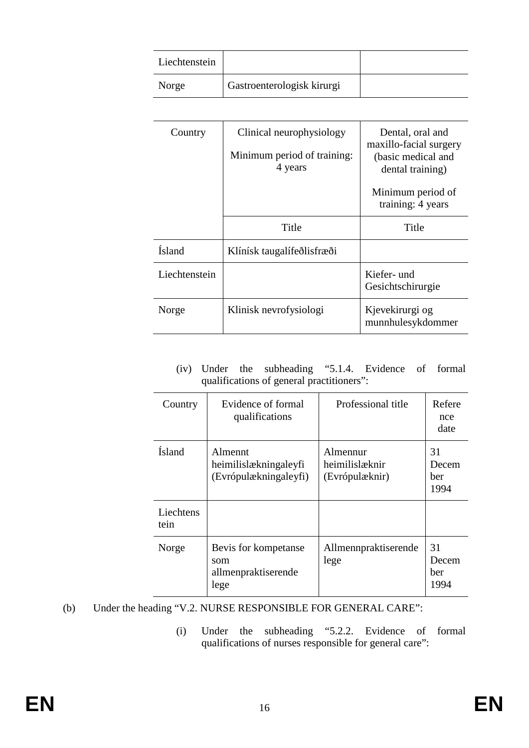| | | |
|---|---|---|
| Liechtenstein | | |
| Norge | Gastroenterologisk kirurgi | |

| Country | Clinical neurophysiology<br><br>Minimum period of training: 4 years | Dental, oral and maxillo-facial surgery (basic medical and dental training)<br><br>Minimum period of training: 4 years |
|---|---|---|
| | Title | Title |
| Ísland | Klínísk taugalífeðlisfræði | |
| Liechtenstein | | Kiefer- und Gesichtschirurgie |
| Norge | Klinisk nevrofysiologi | Kjevekirurgi og munnhulesykdommer |

(iv) Under the subheading "5.1.4. Evidence of formal qualifications of general practitioners":

| Country | Evidence of formal qualifications | Professional title | Reference date |
|---|---|---|---|
| Ísland | Almennt heimilislækningaleyfi (Evrópulækningaleyfi) | Almennur heimilislæknir (Evrópulæknir) | 31 December 1994 |
| Liechtenstein | | | |
| Norge | Bevis for kompetanse som allmenpraktiserende lege | Allmennpraktiserende lege | 31 December 1994 |

(b) Under the heading "V.2. NURSE RESPONSIBLE FOR GENERAL CARE":

(i) Under the subheading "5.2.2. Evidence of formal qualifications of nurses responsible for general care":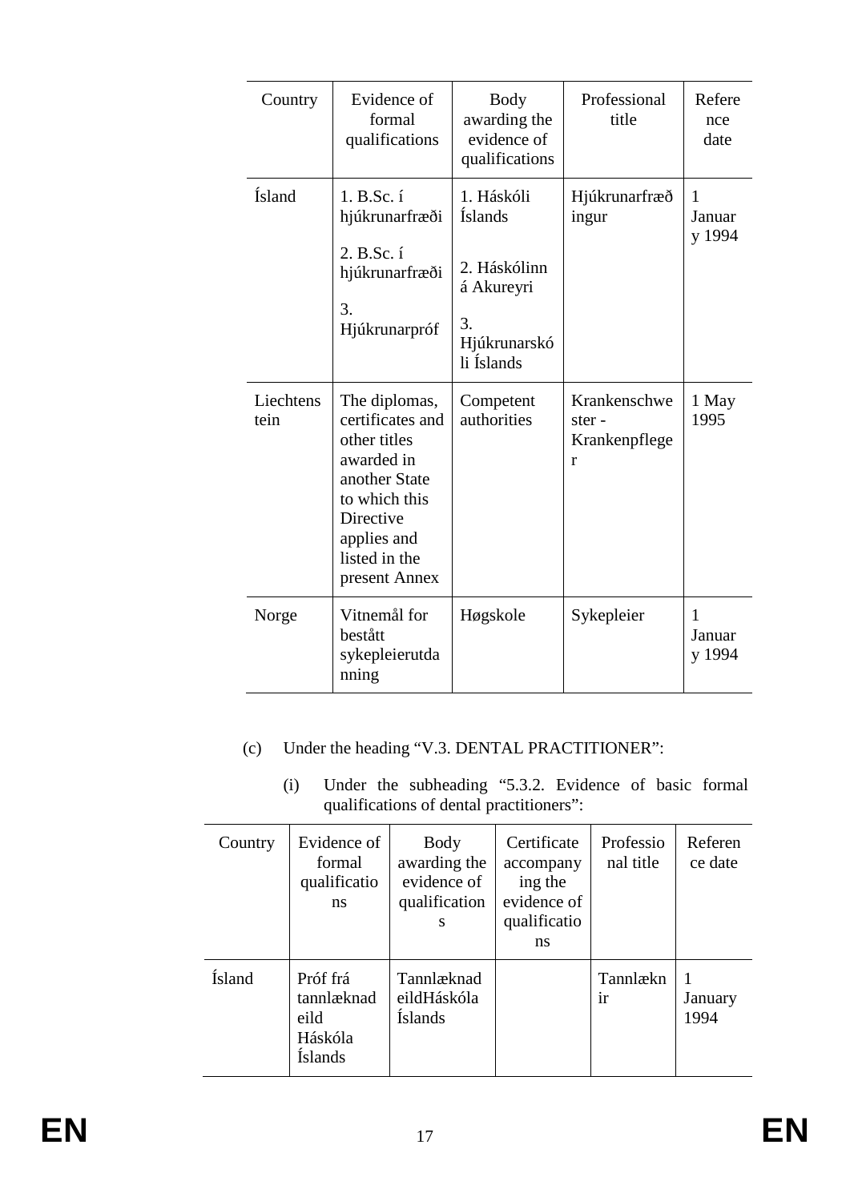| Country | Evidence of formal qualifications | Body awarding the evidence of qualifications | Professional title | Reference date |
|---|---|---|---|---|
| Ísland | 1. B.Sc. í hjúkrunarfræði<br>2. B.Sc. í hjúkrunarfræði<br>3. Hjúkrunarpróf | 1. Háskóli Íslands<br>2. Háskólinn á Akureyri<br>3. Hjúkrunarskóli Íslands | Hjúkrunarfræðingur | 1 January 1994 |
| Liechtenstein | The diplomas, certificates and other titles awarded in another State to which this Directive applies and listed in the present Annex | Competent authorities | Krankenschwester - Krankenpfleger | 1 May 1995 |
| Norge | Vitnemål for bestått sykepleierutdanning | Høgskole | Sykepleier | 1 January 1994 |

(c) Under the heading “V.3. DENTAL PRACTITIONER”:

(i) Under the subheading “5.3.2. Evidence of basic formal qualifications of dental practitioners”:

| Country | Evidence of formal qualifications | Body awarding the evidence of qualifications | Certificate accompanying the evidence of qualifications | Professional title | Reference date |
|---|---|---|---|---|---|
| Ísland | Próf frá tannlæknadeild Háskóla Íslands | Tannlæknadeild Háskóla Íslands | | Tannlæknir | 1 January 1994 |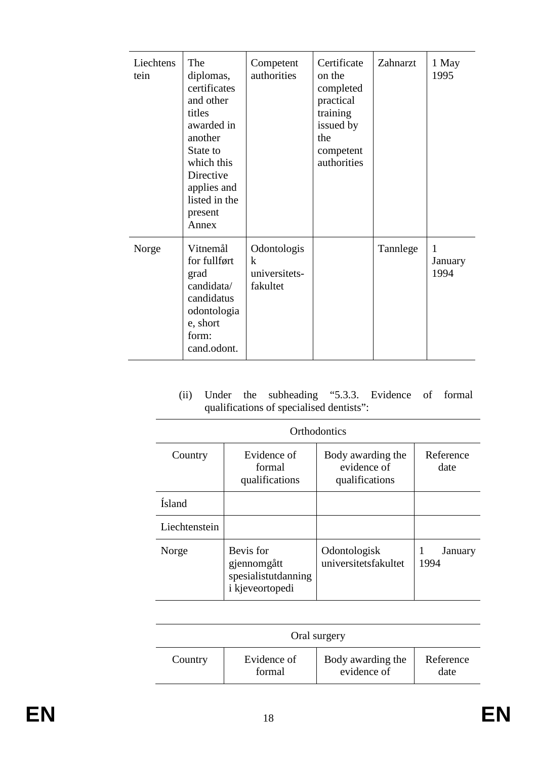| Liechtenstein | The diplomas, certificates and other titles awarded in another State to which this Directive applies and listed in the present Annex | Competent authorities | Certificate on the completed practical training issued by the competent authorities | Zahnarzt | 1 May 1995 |
|---|---|---|---|---|---|
| Norge | Vitnemål for fullført grad candidata/ candidatus odontologiae, short form: cand.odont. | Odontologisk universitets-fakultet | | Tannlege | 1 January 1994 |

(ii) Under the subheading "5.3.3. Evidence of formal qualifications of specialised dentists":

| Orthodontics | | | |
|---|---|---|---|
| Country | Evidence of formal qualifications | Body awarding the evidence of qualifications | Reference date |
| Ísland | | | |
| Liechtenstein | | | |
| Norge | Bevis for gjennomgått spesialistutdanning i kjeveortopedi | Odontologisk universitetsfakultet | 1 January 1994 |

| Oral surgery | | | |
|---|---|---|---|
| Country | Evidence of formal | Body awarding the evidence of | Reference date |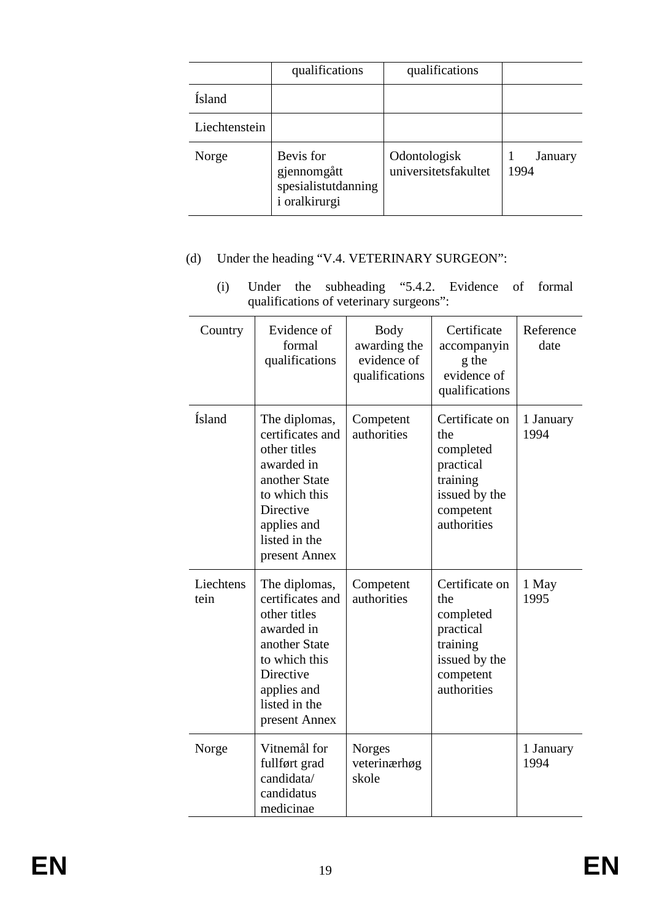| | qualifications | qualifications | |
|---|---|---|---|
| Ísland | | | |
| Liechtenstein | | | |
| Norge | Bevis for gjennomgått spesialistutdanning i oralkirurgi | Odontologisk universitetsfakultet | 1 January 1994 |

(d) Under the heading "V.4. VETERINARY SURGEON":

(i) Under the subheading "5.4.2. Evidence of formal qualifications of veterinary surgeons":

| Country | Evidence of formal qualifications | Body awarding the evidence of qualifications | Certificate accompanying the evidence of qualifications | Reference date |
|---|---|---|---|---|
| Ísland | The diplomas, certificates and other titles awarded in another State to which this Directive applies and listed in the present Annex | Competent authorities | Certificate on the completed practical training issued by the competent authorities | 1 January 1994 |
| Liechtenstein | The diplomas, certificates and other titles awarded in another State to which this Directive applies and listed in the present Annex | Competent authorities | Certificate on the completed practical training issued by the competent authorities | 1 May 1995 |
| Norge | Vitnemål for fullført grad candidata/ candidatus medicinae | Norges veterinærhøg skole | | 1 January 1994 |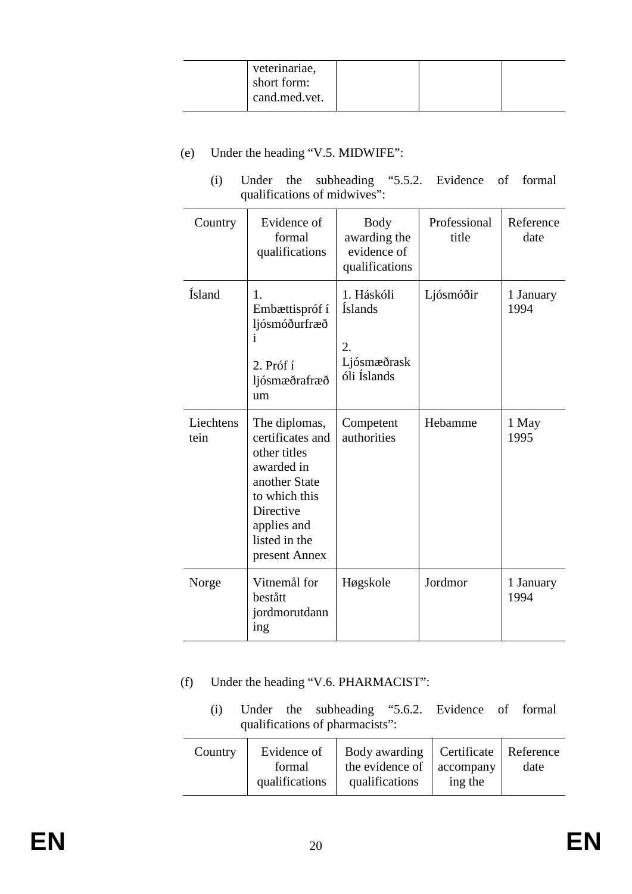| | veterinariae, short form: cand.med.vet. | | | |
|---|---|---|---|---|

(e) Under the heading “V.5. MIDWIFE”:

(i) Under the subheading “5.5.2. Evidence of formal qualifications of midwives”:

| Country | Evidence of formal qualifications | Body awarding the evidence of qualifications | Professional title | Reference date |
|---|---|---|---|---|
| Ísland | 1. Embættispróf í ljósmóðurfræði<br><br>2. Próf í ljósmæðrafræðum | 1. Háskóli Íslands<br><br>2. Ljósmæðraskóli Íslands | Ljósmóðir | 1 January 1994 |
| Liechtenstein | The diplomas, certificates and other titles awarded in another State to which this Directive applies and listed in the present Annex | Competent authorities | Hebamme | 1 May 1995 |
| Norge | Vitnemål for bestått jordmorutdanning | Høgskole | Jordmor | 1 January 1994 |

(f) Under the heading “V.6. PHARMACIST”:

(i) Under the subheading “5.6.2. Evidence of formal qualifications of pharmacists”:

| Country | Evidence of formal qualifications | Body awarding the evidence of qualifications | Certificate accompanying the | Reference date |
|---|---|---|---|---|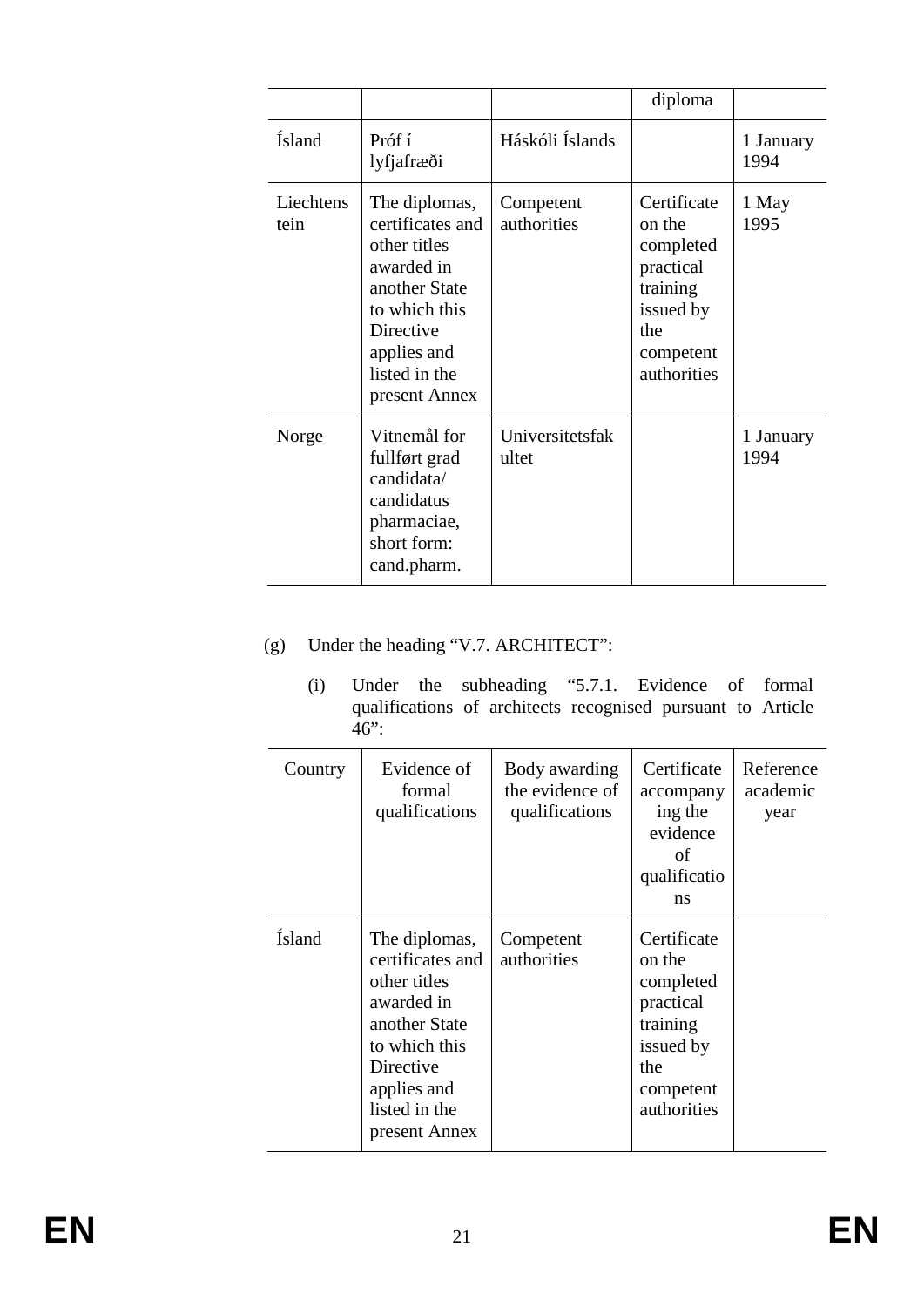|  |  |  | diploma |  |
|---|---|---|---|---|
| Ísland | Próf í lyfjafræði | Háskóli Íslands |  | 1 January 1994 |
| Liechtenstein | The diplomas, certificates and other titles awarded in another State to which this Directive applies and listed in the present Annex | Competent authorities | Certificate on the completed practical training issued by the competent authorities | 1 May 1995 |
| Norge | Vitnemål for fullført grad candidata/ candidatus pharmaciae, short form: cand.pharm. | Universitetsfakultet |  | 1 January 1994 |

(g) Under the heading "V.7. ARCHITECT":

(i) Under the subheading "5.7.1. Evidence of formal qualifications of architects recognised pursuant to Article 46":

| Country | Evidence of formal qualifications | Body awarding the evidence of qualifications | Certificate accompanying the evidence of qualifications | Reference academic year |
|---|---|---|---|---|
| Ísland | The diplomas, certificates and other titles awarded in another State to which this Directive applies and listed in the present Annex | Competent authorities | Certificate on the completed practical training issued by the competent authorities |  |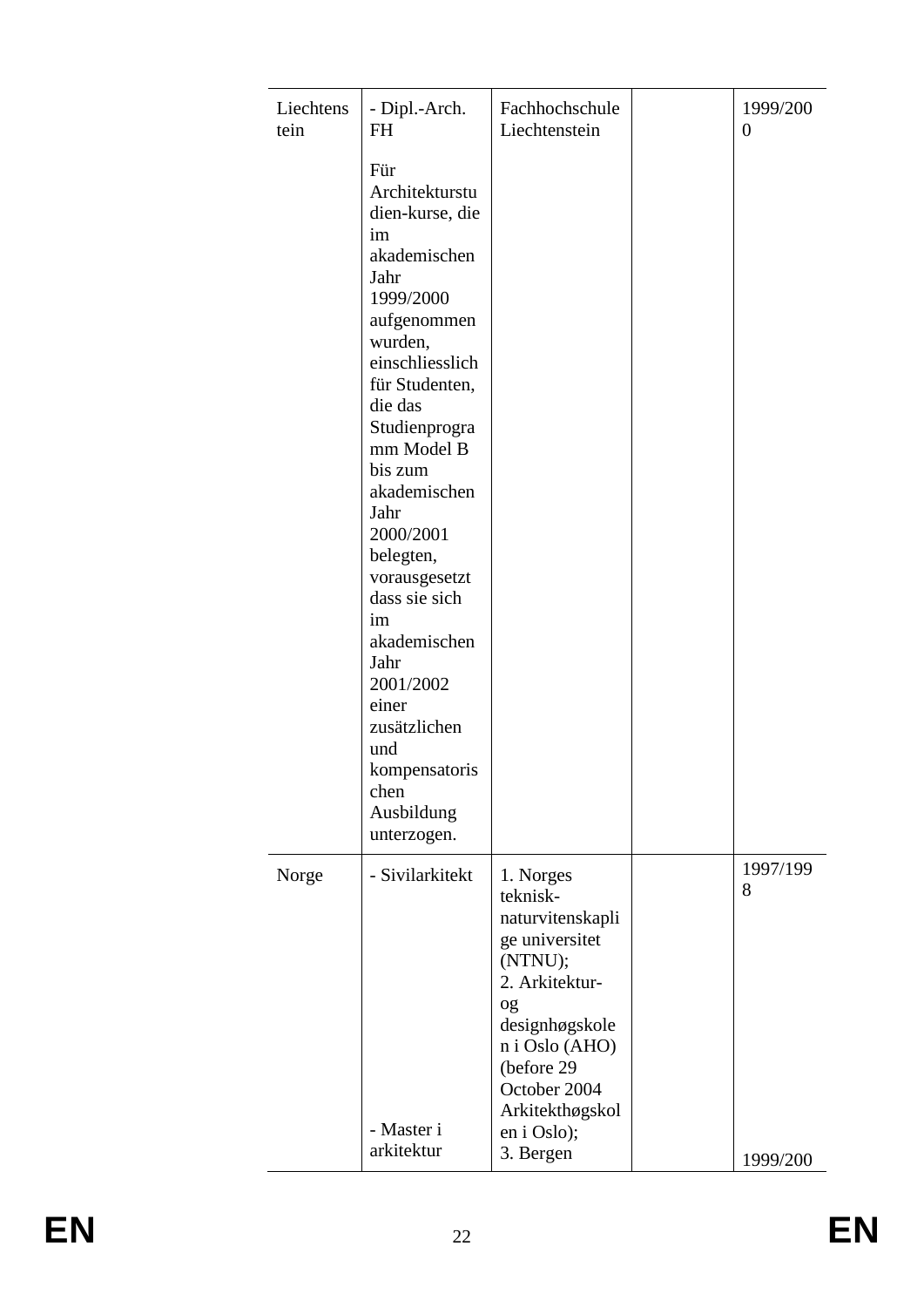| | | | | |
|---|---|---|---|---|
| Liechtenstein | - Dipl.-Arch. FH<br><br>Für Architekturstudien-kurse, die im akademischen Jahr 1999/2000 aufgenommen wurden, einschliesslich für Studenten, die das Studienprogramm Model B bis zum akademischen Jahr 2000/2001 belegten, vorausgesetzt dass sie sich im akademischen Jahr 2001/2002 einer zusätzlichen und kompensatorischen Ausbildung unterzogen. | Fachhochschule Liechtenstein | | 1999/2000 |
| Norge | - Sivilarkitekt<br><br>- Master i arkitektur | 1. Norges teknisk-naturvitenskaplige universitet (NTNU);<br>2. Arkitektur- og designhøgskolen i Oslo (AHO) (before 29 October 2004 Arkitekthøgskolen i Oslo);<br>3. Bergen | | 1997/1998<br><br>1999/200 |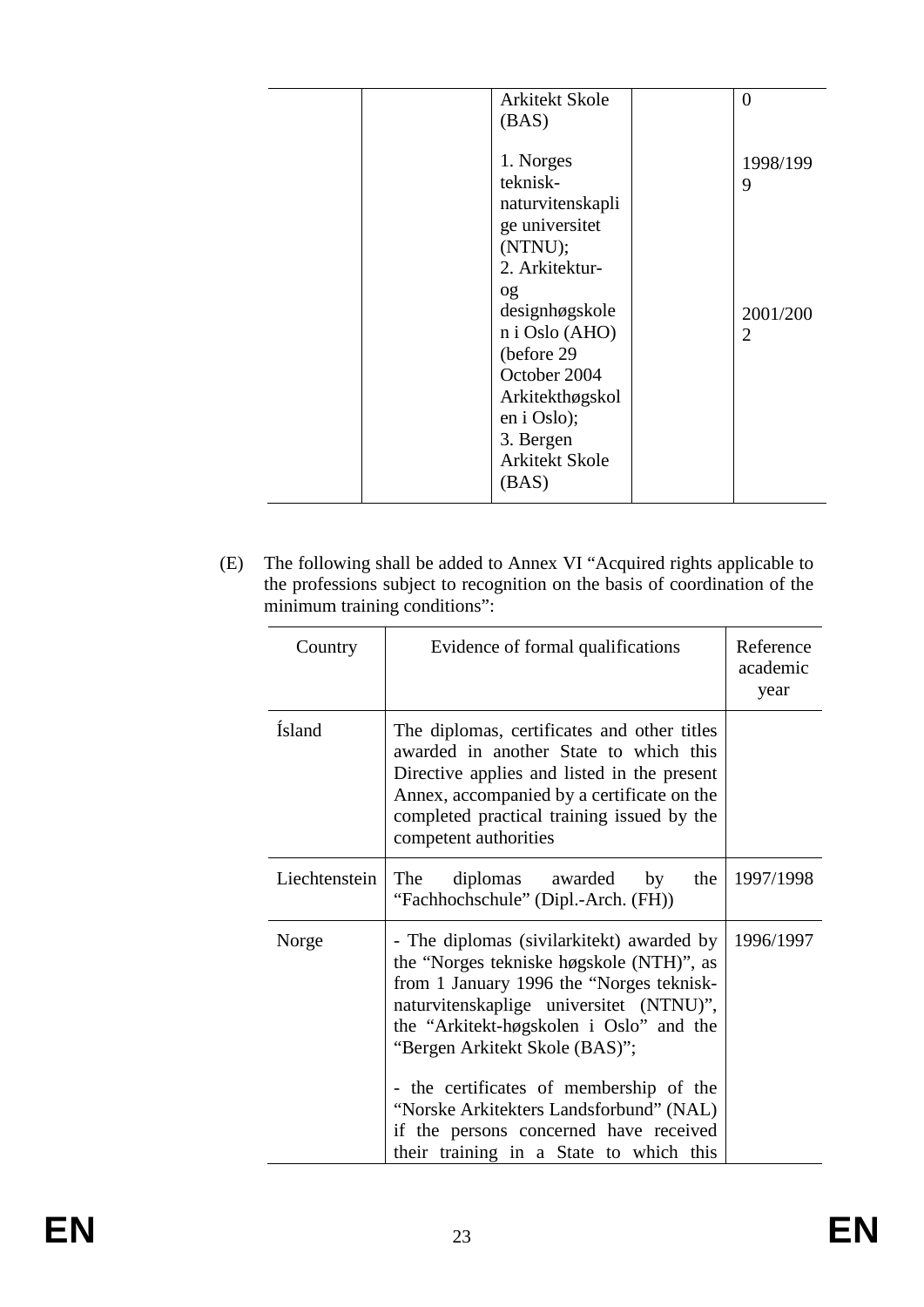| | | Arkitekt Skole (BAS)<br><br>1. Norges teknisk-naturvitenskaplige universitet (NTNU);<br>2. Arkitektur- og designhøgskolen i Oslo (AHO) (before 29 October 2004 Arkitekthøgskolen i Oslo);<br>3. Bergen Arkitekt Skole (BAS) | | 0<br><br>1998/1999<br><br><br><br><br>2001/2002 |
|---|---|---|---|---|

(E) The following shall be added to Annex VI "Acquired rights applicable to the professions subject to recognition on the basis of coordination of the minimum training conditions":

| Country | Evidence of formal qualifications | Reference academic year |
|---|---|---|
| Ísland | The diplomas, certificates and other titles awarded in another State to which this Directive applies and listed in the present Annex, accompanied by a certificate on the completed practical training issued by the competent authorities | |
| Liechtenstein | The diplomas awarded by the "Fachhochschule" (Dipl.-Arch. (FH)) | 1997/1998 |
| Norge | - The diplomas (sivilarkitekt) awarded by the "Norges tekniske høgskole (NTH)", as from 1 January 1996 the "Norges teknisk-naturvitenskaplige universitet (NTNU)", the "Arkitekt-høgskolen i Oslo" and the "Bergen Arkitekt Skole (BAS)";<br><br>- the certificates of membership of the "Norske Arkitekters Landsforbund" (NAL) if the persons concerned have received their training in a State to which this | 1996/1997 |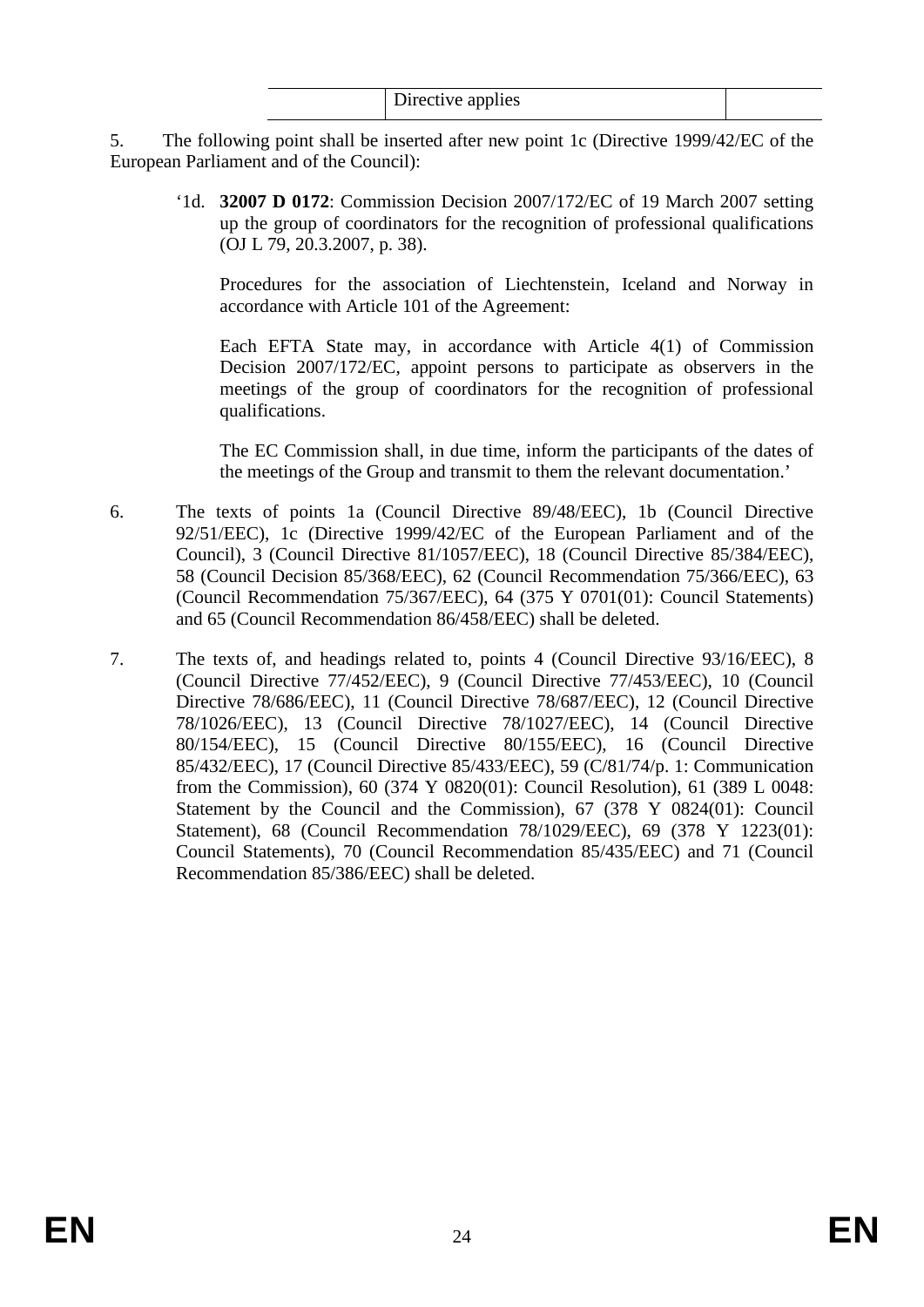| | | |
|---|---|---|
| | Directive applies | |

5. The following point shall be inserted after new point 1c (Directive 1999/42/EC of the European Parliament and of the Council):

> '1d. **32007 D 0172**: Commission Decision 2007/172/EC of 19 March 2007 setting up the group of coordinators for the recognition of professional qualifications (OJ L 79, 20.3.2007, p. 38).
>
> Procedures for the association of Liechtenstein, Iceland and Norway in accordance with Article 101 of the Agreement:
>
> Each EFTA State may, in accordance with Article 4(1) of Commission Decision 2007/172/EC, appoint persons to participate as observers in the meetings of the group of coordinators for the recognition of professional qualifications.
>
> The EC Commission shall, in due time, inform the participants of the dates of the meetings of the Group and transmit to them the relevant documentation.'

6. The texts of points 1a (Council Directive 89/48/EEC), 1b (Council Directive 92/51/EEC), 1c (Directive 1999/42/EC of the European Parliament and of the Council), 3 (Council Directive 81/1057/EEC), 18 (Council Directive 85/384/EEC), 58 (Council Decision 85/368/EEC), 62 (Council Recommendation 75/366/EEC), 63 (Council Recommendation 75/367/EEC), 64 (375 Y 0701(01): Council Statements) and 65 (Council Recommendation 86/458/EEC) shall be deleted.

7. The texts of, and headings related to, points 4 (Council Directive 93/16/EEC), 8 (Council Directive 77/452/EEC), 9 (Council Directive 77/453/EEC), 10 (Council Directive 78/686/EEC), 11 (Council Directive 78/687/EEC), 12 (Council Directive 78/1026/EEC), 13 (Council Directive 78/1027/EEC), 14 (Council Directive 80/154/EEC), 15 (Council Directive 80/155/EEC), 16 (Council Directive 85/432/EEC), 17 (Council Directive 85/433/EEC), 59 (C/81/74/p. 1: Communication from the Commission), 60 (374 Y 0820(01): Council Resolution), 61 (389 L 0048: Statement by the Council and the Commission), 67 (378 Y 0824(01): Council Statement), 68 (Council Recommendation 78/1029/EEC), 69 (378 Y 1223(01): Council Statements), 70 (Council Recommendation 85/435/EEC) and 71 (Council Recommendation 85/386/EEC) shall be deleted.